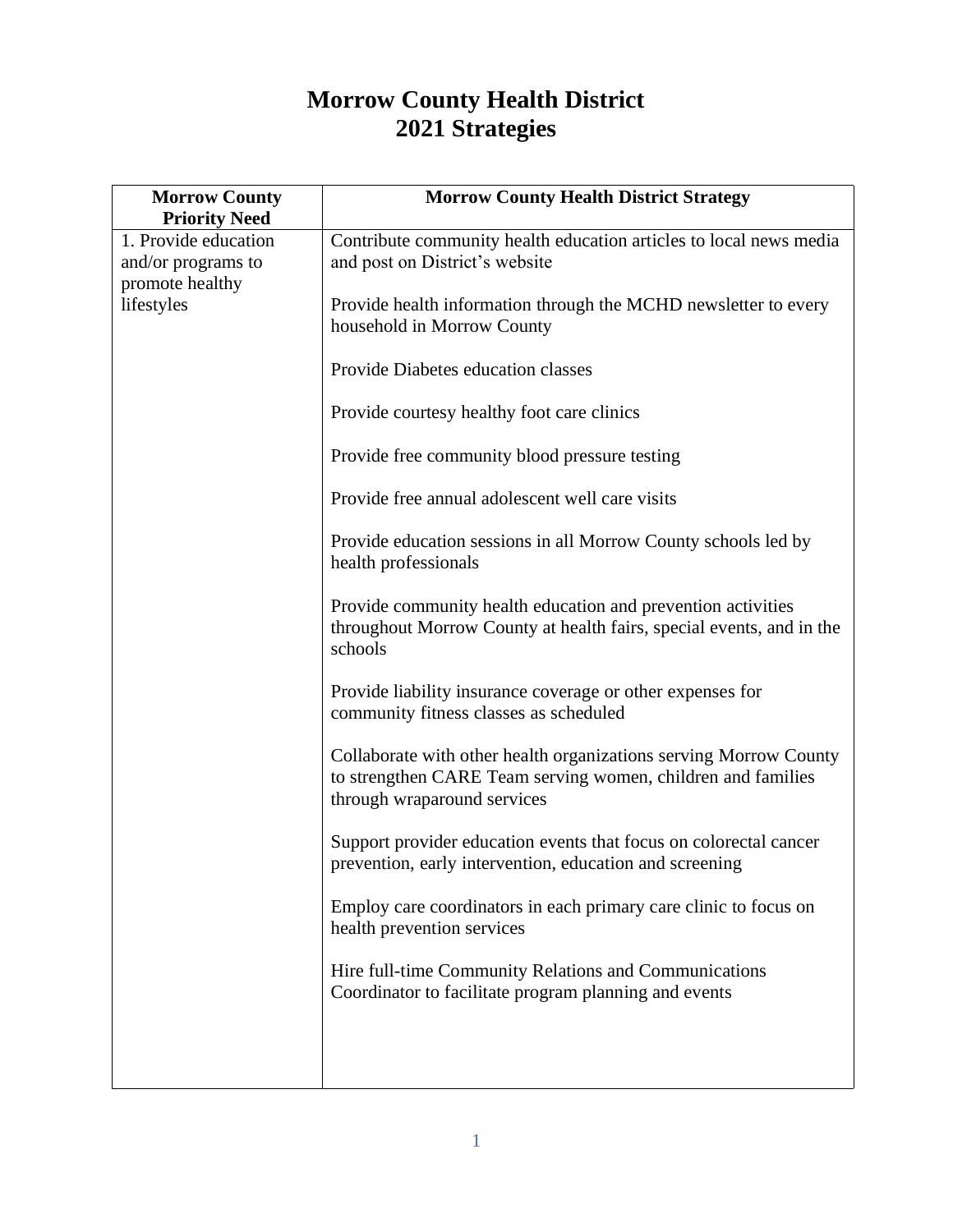# Morrow County Health District
# 2021 Strategies

| Morrow County Priority Need | Morrow County Health District Strategy |
| --- | --- |
| 1. Provide education and/or programs to promote healthy lifestyles | Contribute community health education articles to local news media and post on District's website<br><br>Provide health information through the MCHD newsletter to every household in Morrow County<br><br>Provide Diabetes education classes<br><br>Provide courtesy healthy foot care clinics<br><br>Provide free community blood pressure testing<br><br>Provide free annual adolescent well care visits<br><br>Provide education sessions in all Morrow County schools led by health professionals<br><br>Provide community health education and prevention activities throughout Morrow County at health fairs, special events, and in the schools<br><br>Provide liability insurance coverage or other expenses for community fitness classes as scheduled<br><br>Collaborate with other health organizations serving Morrow County to strengthen CARE Team serving women, children and families through wraparound services<br><br>Support provider education events that focus on colorectal cancer prevention, early intervention, education and screening<br><br>Employ care coordinators in each primary care clinic to focus on health prevention services<br><br>Hire full-time Community Relations and Communications Coordinator to facilitate program planning and events |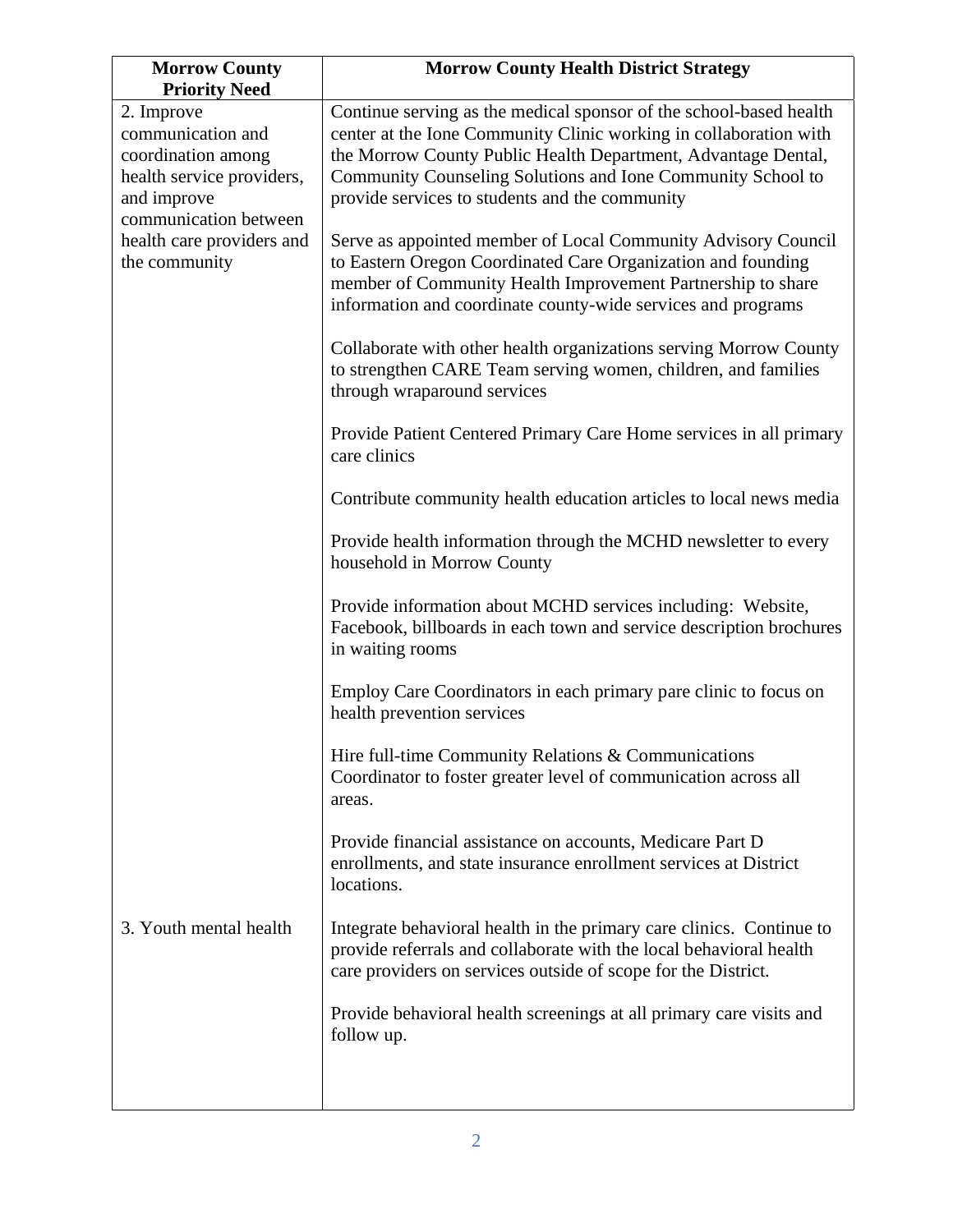| Morrow County Priority Need | Morrow County Health District Strategy |
|---|---|
| 2. Improve communication and coordination among health service providers, and improve communication between health care providers and the community | Continue serving as the medical sponsor of the school-based health center at the Ione Community Clinic working in collaboration with the Morrow County Public Health Department, Advantage Dental, Community Counseling Solutions and Ione Community School to provide services to students and the community<br><br>Serve as appointed member of Local Community Advisory Council to Eastern Oregon Coordinated Care Organization and founding member of Community Health Improvement Partnership to share information and coordinate county-wide services and programs<br><br>Collaborate with other health organizations serving Morrow County to strengthen CARE Team serving women, children, and families through wraparound services<br><br>Provide Patient Centered Primary Care Home services in all primary care clinics<br><br>Contribute community health education articles to local news media<br><br>Provide health information through the MCHD newsletter to every household in Morrow County<br><br>Provide information about MCHD services including: Website, Facebook, billboards in each town and service description brochures in waiting rooms<br><br>Employ Care Coordinators in each primary pare clinic to focus on health prevention services<br><br>Hire full-time Community Relations & Communications Coordinator to foster greater level of communication across all areas.<br><br>Provide financial assistance on accounts, Medicare Part D enrollments, and state insurance enrollment services at District locations. |
| 3. Youth mental health | Integrate behavioral health in the primary care clinics. Continue to provide referrals and collaborate with the local behavioral health care providers on services outside of scope for the District.<br><br>Provide behavioral health screenings at all primary care visits and follow up. |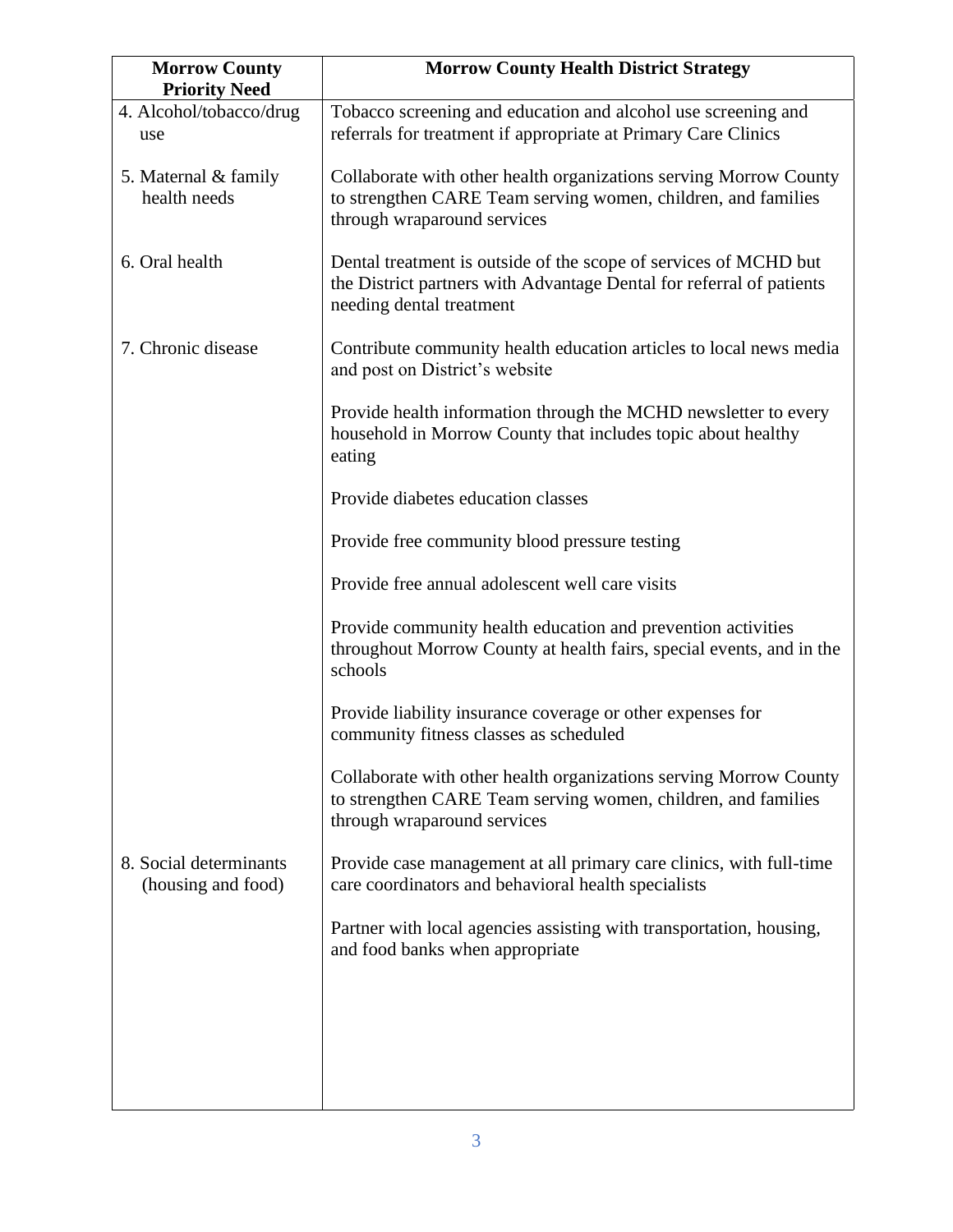| Morrow County Priority Need | Morrow County Health District Strategy |
| --- | --- |
| 4. Alcohol/tobacco/drug use | Tobacco screening and education and alcohol use screening and referrals for treatment if appropriate at Primary Care Clinics |
| 5. Maternal & family health needs | Collaborate with other health organizations serving Morrow County to strengthen CARE Team serving women, children, and families through wraparound services |
| 6. Oral health | Dental treatment is outside of the scope of services of MCHD but the District partners with Advantage Dental for referral of patients needing dental treatment |
| 7. Chronic disease | Contribute community health education articles to local news media and post on District's website |
| | Provide health information through the MCHD newsletter to every household in Morrow County that includes topic about healthy eating |
| | Provide diabetes education classes |
| | Provide free community blood pressure testing |
| | Provide free annual adolescent well care visits |
| | Provide community health education and prevention activities throughout Morrow County at health fairs, special events, and in the schools |
| | Provide liability insurance coverage or other expenses for community fitness classes as scheduled |
| | Collaborate with other health organizations serving Morrow County to strengthen CARE Team serving women, children, and families through wraparound services |
| 8. Social determinants (housing and food) | Provide case management at all primary care clinics, with full-time care coordinators and behavioral health specialists |
| | Partner with local agencies assisting with transportation, housing, and food banks when appropriate |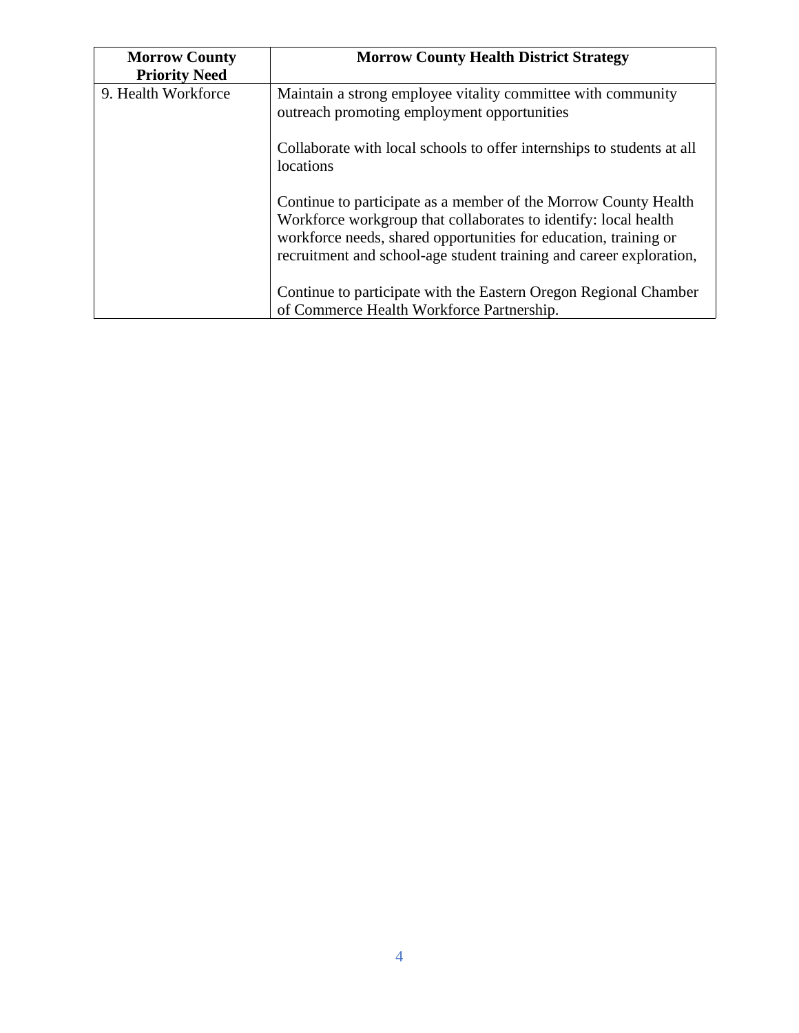| Morrow County Priority Need | Morrow County Health District Strategy |
| --- | --- |
| 9. Health Workforce | Maintain a strong employee vitality committee with community outreach promoting employment opportunities<br><br>Collaborate with local schools to offer internships to students at all locations<br><br>Continue to participate as a member of the Morrow County Health Workforce workgroup that collaborates to identify: local health workforce needs, shared opportunities for education, training or recruitment and school-age student training and career exploration,<br><br>Continue to participate with the Eastern Oregon Regional Chamber of Commerce Health Workforce Partnership. |